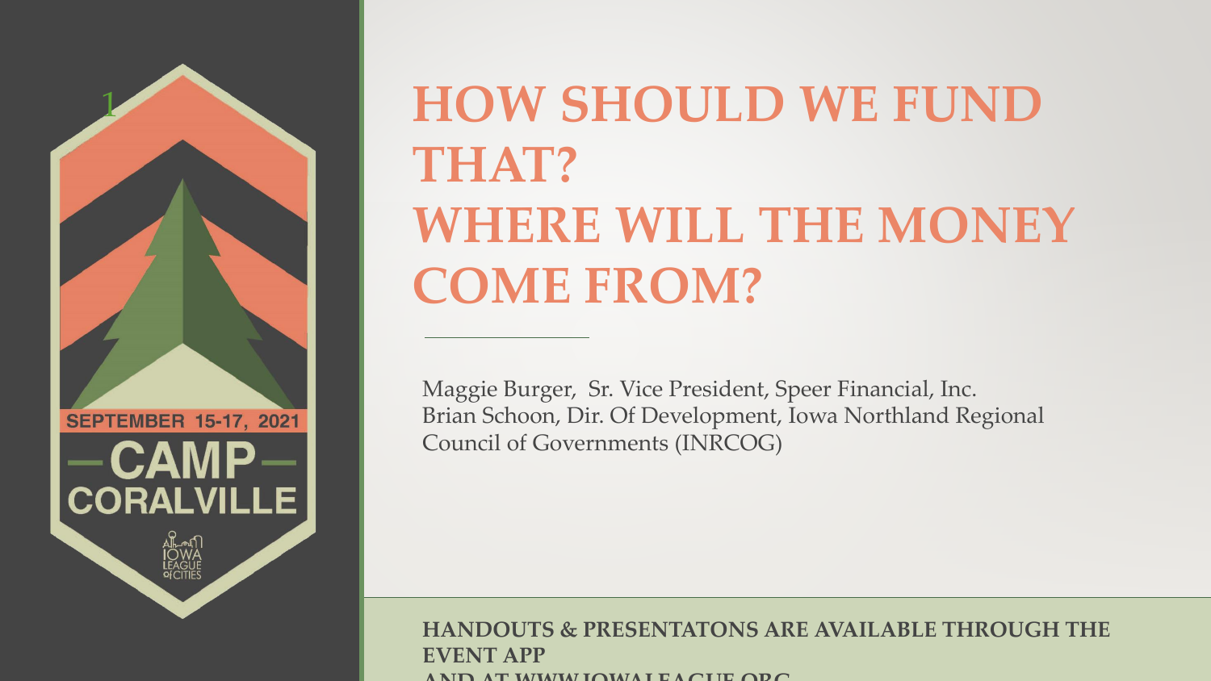SEPTEMBER 15-17, 2021

CAMP CORALVILLE

IOWA LEAGUE of CITIES

# HOW SHOULD WE FUND THAT? WHERE WILL THE MONEY COME FROM?

Maggie Burger, Sr. Vice President, Speer Financial, Inc.
Brian Schoon, Dir. Of Development, Iowa Northland Regional Council of Governments (INRCOG)

**HANDOUTS & PRESENTATONS ARE AVAILABLE THROUGH THE EVENT APP AND AT WWW.IOWALEAGUE.ORG**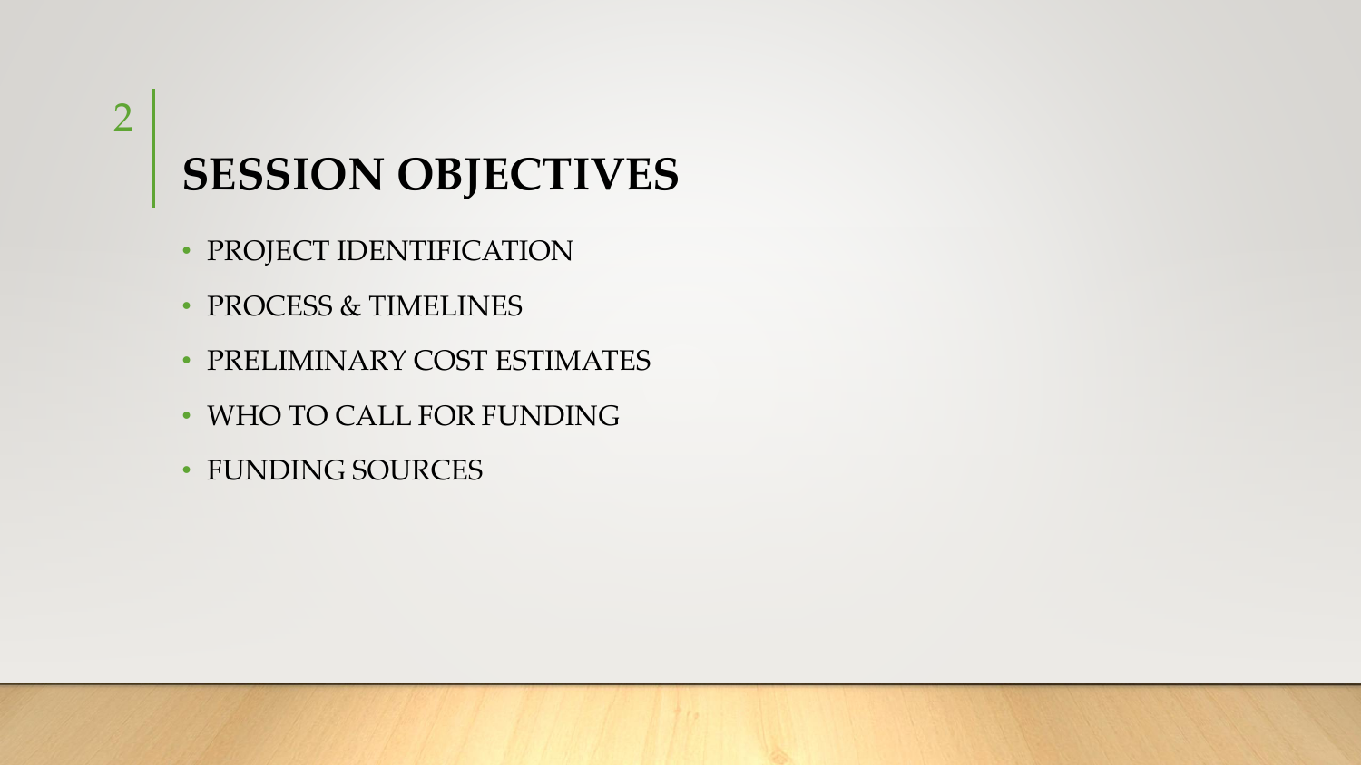# SESSION OBJECTIVES

- PROJECT IDENTIFICATION
- PROCESS & TIMELINES
- PRELIMINARY COST ESTIMATES
- WHO TO CALL FOR FUNDING
- FUNDING SOURCES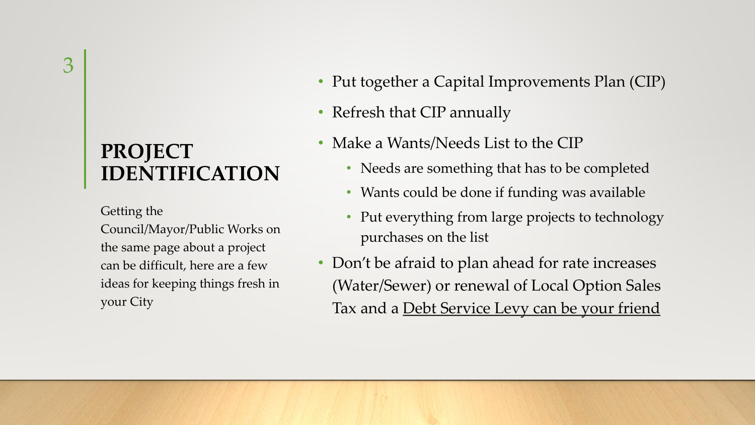# PROJECT IDENTIFICATION

Getting the Council/Mayor/Public Works on the same page about a project can be difficult, here are a few ideas for keeping things fresh in your City

- Put together a Capital Improvements Plan (CIP)
- Refresh that CIP annually
- Make a Wants/Needs List to the CIP
  - Needs are something that has to be completed
  - Wants could be done if funding was available
  - Put everything from large projects to technology purchases on the list
- Don't be afraid to plan ahead for rate increases (Water/Sewer) or renewal of Local Option Sales Tax and a Debt Service Levy can be your friend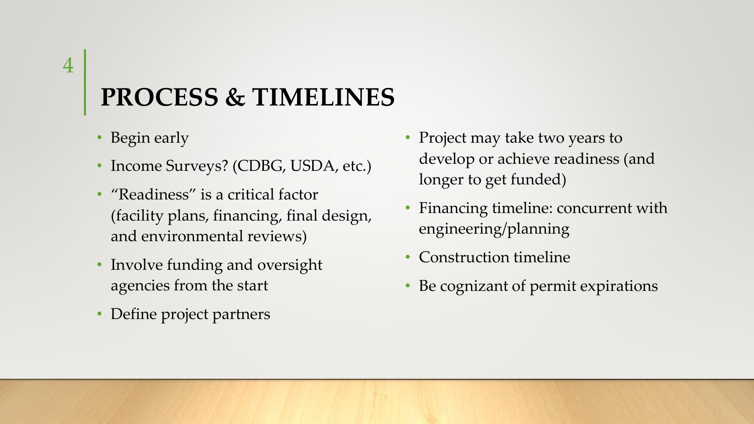# PROCESS & TIMELINES

- Begin early
- Income Surveys? (CDBG, USDA, etc.)
- "Readiness" is a critical factor (facility plans, financing, final design, and environmental reviews)
- Involve funding and oversight agencies from the start
- Define project partners
- Project may take two years to develop or achieve readiness (and longer to get funded)
- Financing timeline: concurrent with engineering/planning
- Construction timeline
- Be cognizant of permit expirations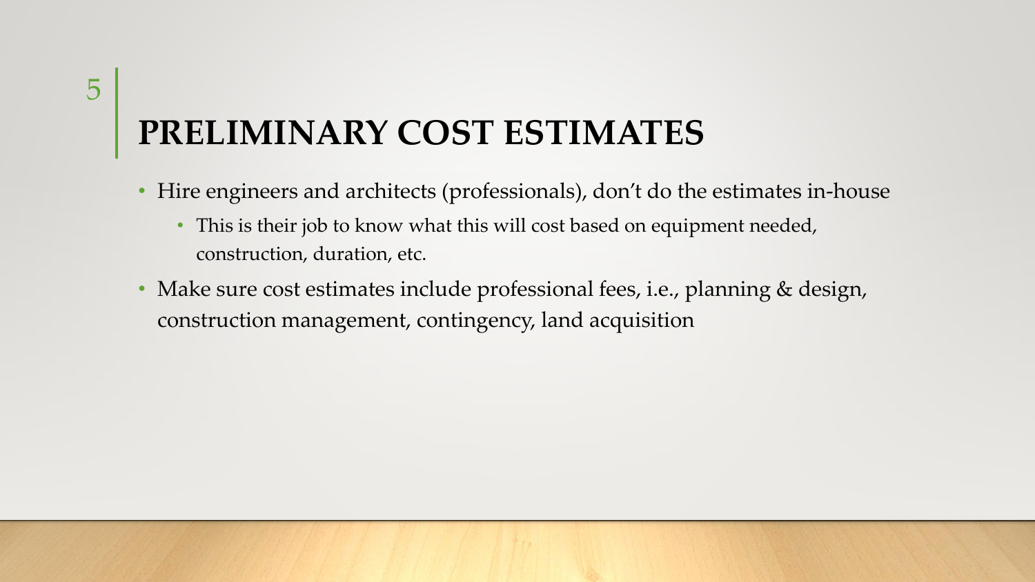# PRELIMINARY COST ESTIMATES

- Hire engineers and architects (professionals), don't do the estimates in-house
  - This is their job to know what this will cost based on equipment needed, construction, duration, etc.
- Make sure cost estimates include professional fees, i.e., planning & design, construction management, contingency, land acquisition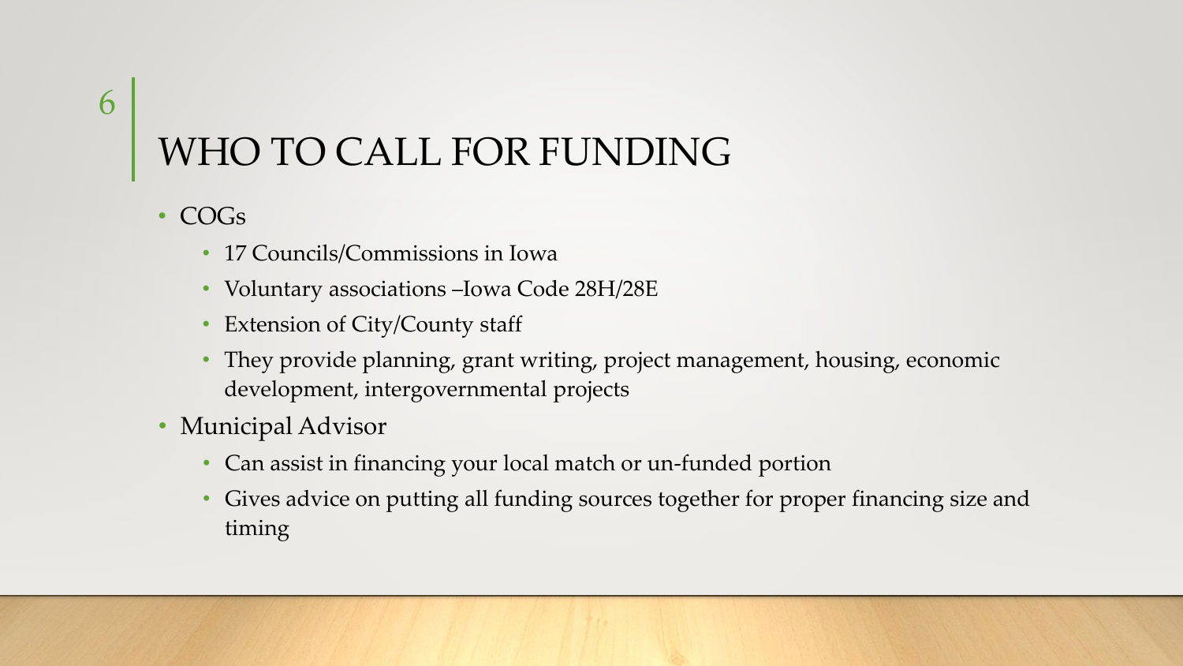# WHO TO CALL FOR FUNDING

- COGs
  - 17 Councils/Commissions in Iowa
  - Voluntary associations –Iowa Code 28H/28E
  - Extension of City/County staff
  - They provide planning, grant writing, project management, housing, economic development, intergovernmental projects
- Municipal Advisor
  - Can assist in financing your local match or un-funded portion
  - Gives advice on putting all funding sources together for proper financing size and timing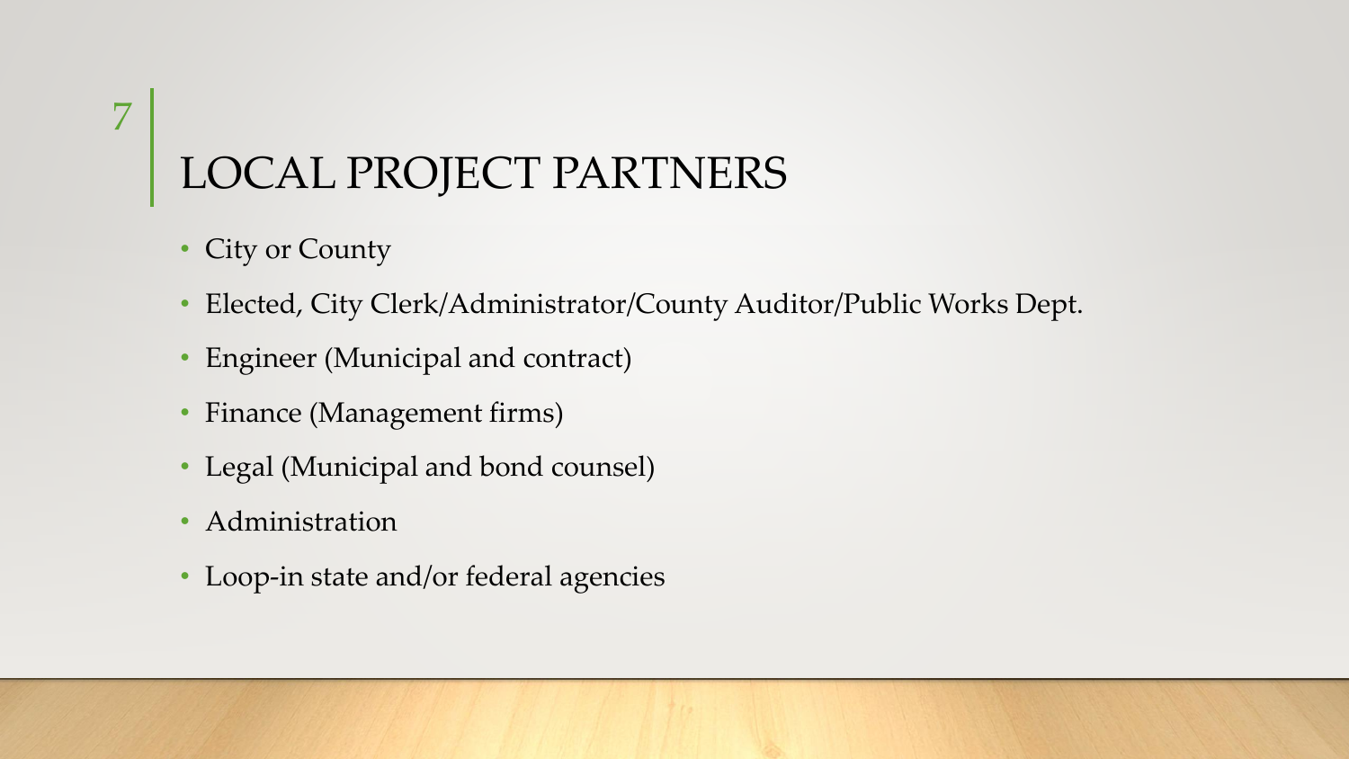# LOCAL PROJECT PARTNERS

- City or County
- Elected, City Clerk/Administrator/County Auditor/Public Works Dept.
- Engineer (Municipal and contract)
- Finance (Management firms)
- Legal (Municipal and bond counsel)
- Administration
- Loop-in state and/or federal agencies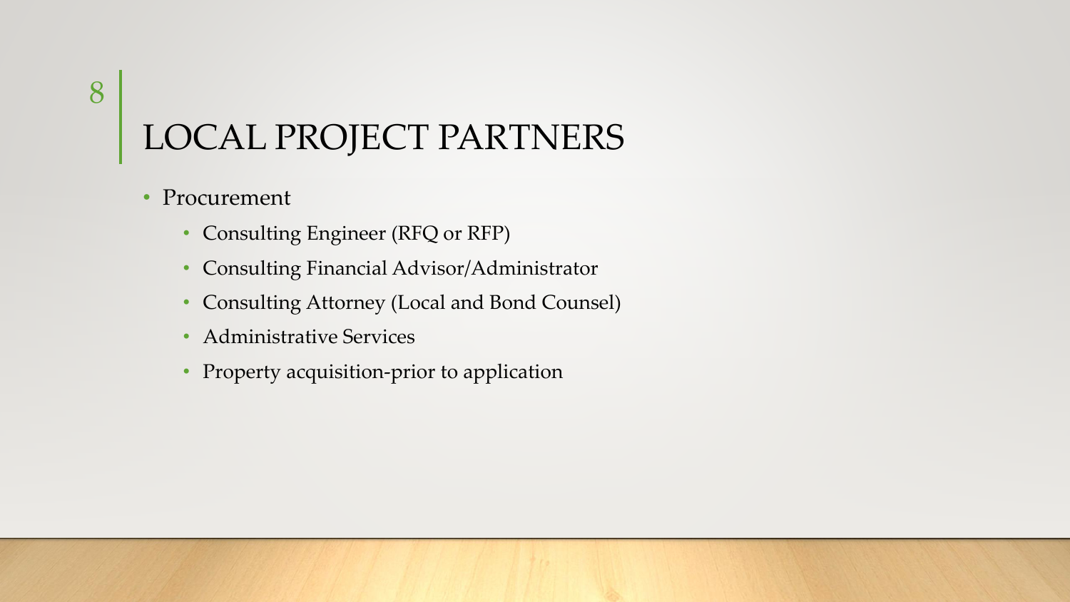# LOCAL PROJECT PARTNERS

- Procurement
  - Consulting Engineer (RFQ or RFP)
  - Consulting Financial Advisor/Administrator
  - Consulting Attorney (Local and Bond Counsel)
  - Administrative Services
  - Property acquisition-prior to application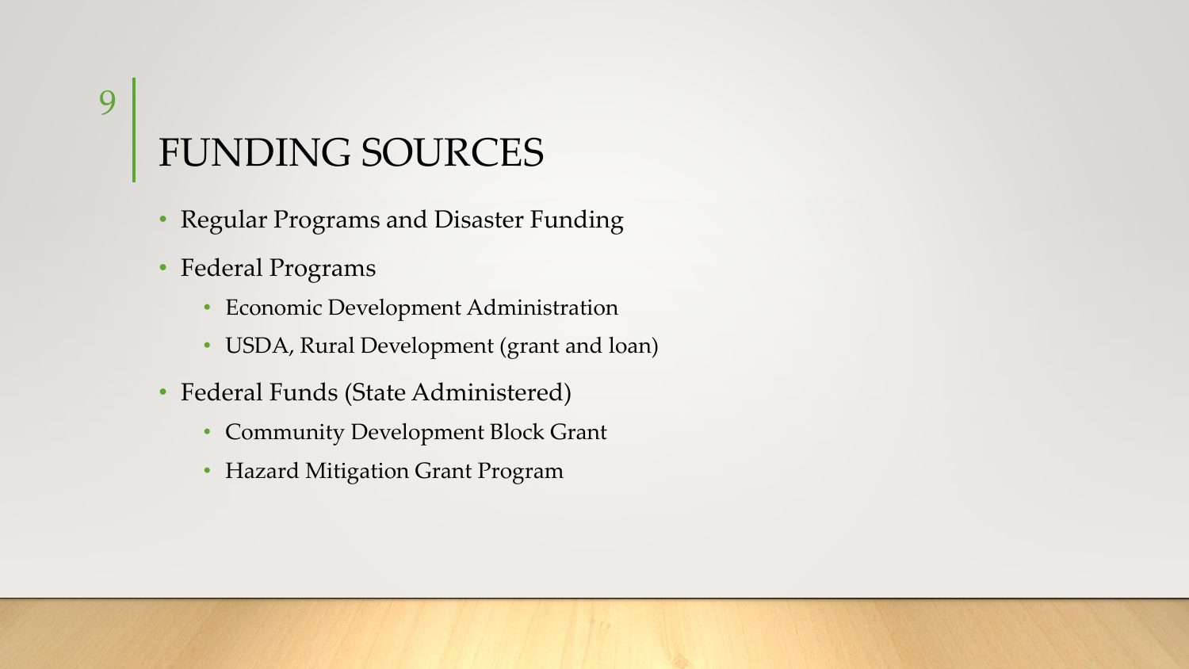# FUNDING SOURCES

- Regular Programs and Disaster Funding
- Federal Programs
  - Economic Development Administration
  - USDA, Rural Development (grant and loan)
- Federal Funds (State Administered)
  - Community Development Block Grant
  - Hazard Mitigation Grant Program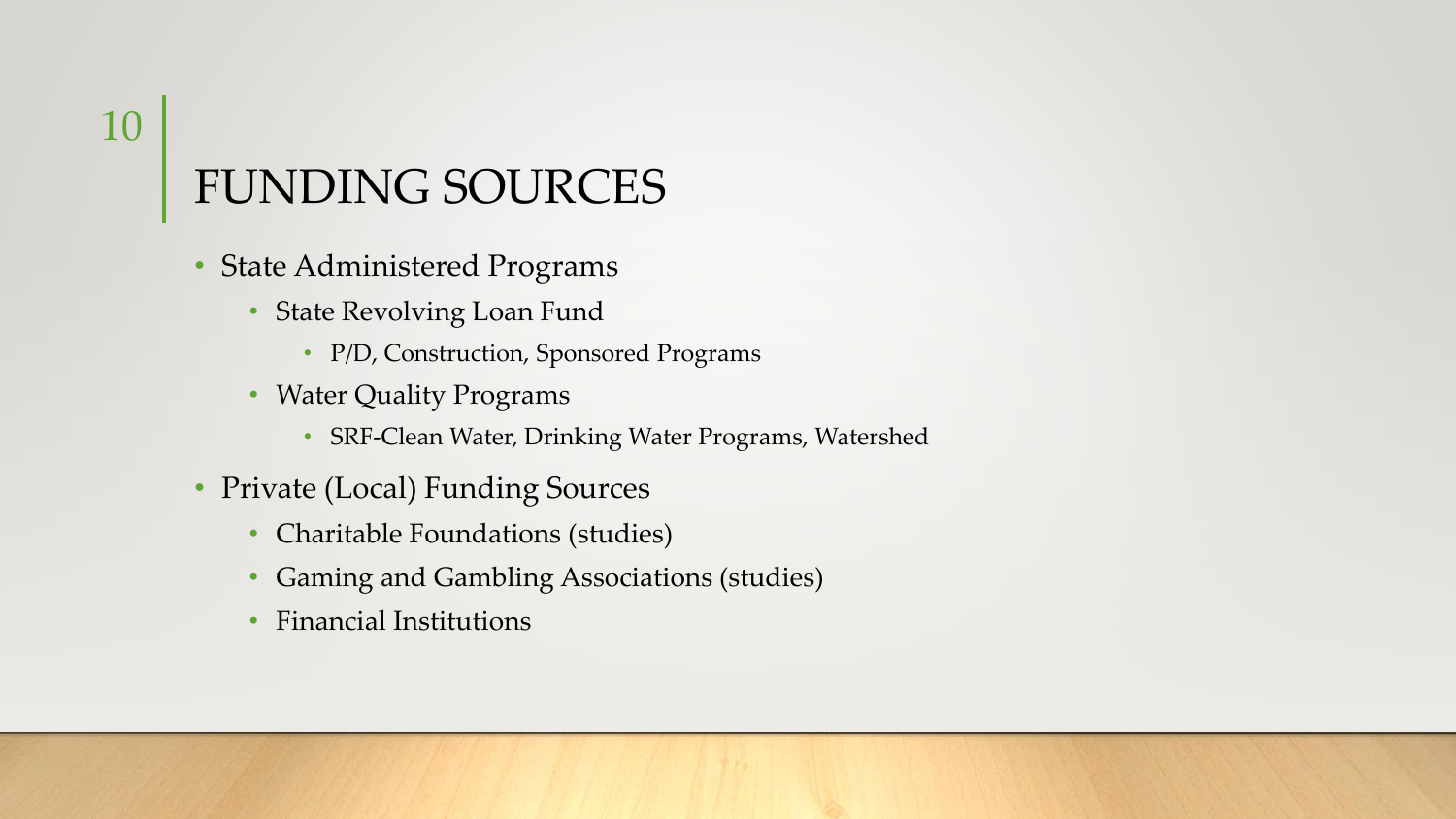# FUNDING SOURCES

- State Administered Programs
  - State Revolving Loan Fund
    - P/D, Construction, Sponsored Programs
  - Water Quality Programs
    - SRF-Clean Water, Drinking Water Programs, Watershed
- Private (Local) Funding Sources
  - Charitable Foundations (studies)
  - Gaming and Gambling Associations (studies)
  - Financial Institutions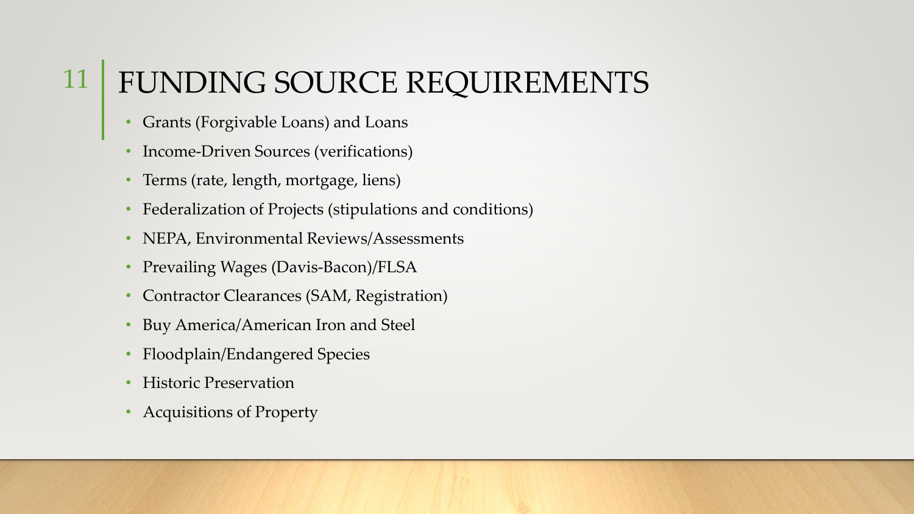# FUNDING SOURCE REQUIREMENTS

- Grants (Forgivable Loans) and Loans
- Income-Driven Sources (verifications)
- Terms (rate, length, mortgage, liens)
- Federalization of Projects (stipulations and conditions)
- NEPA, Environmental Reviews/Assessments
- Prevailing Wages (Davis-Bacon)/FLSA
- Contractor Clearances (SAM, Registration)
- Buy America/American Iron and Steel
- Floodplain/Endangered Species
- Historic Preservation
- Acquisitions of Property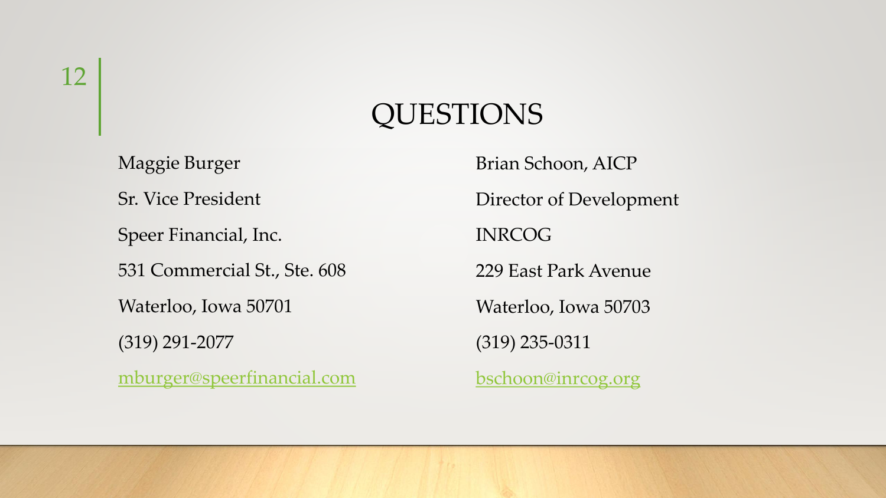# QUESTIONS

Maggie Burger

Sr. Vice President

Speer Financial, Inc.

531 Commercial St., Ste. 608

Waterloo, Iowa 50701

(319) 291-2077

mburger@speerfinancial.com

Brian Schoon, AICP

Director of Development

INRCOG

229 East Park Avenue

Waterloo, Iowa 50703

(319) 235-0311

bschoon@inrcog.org